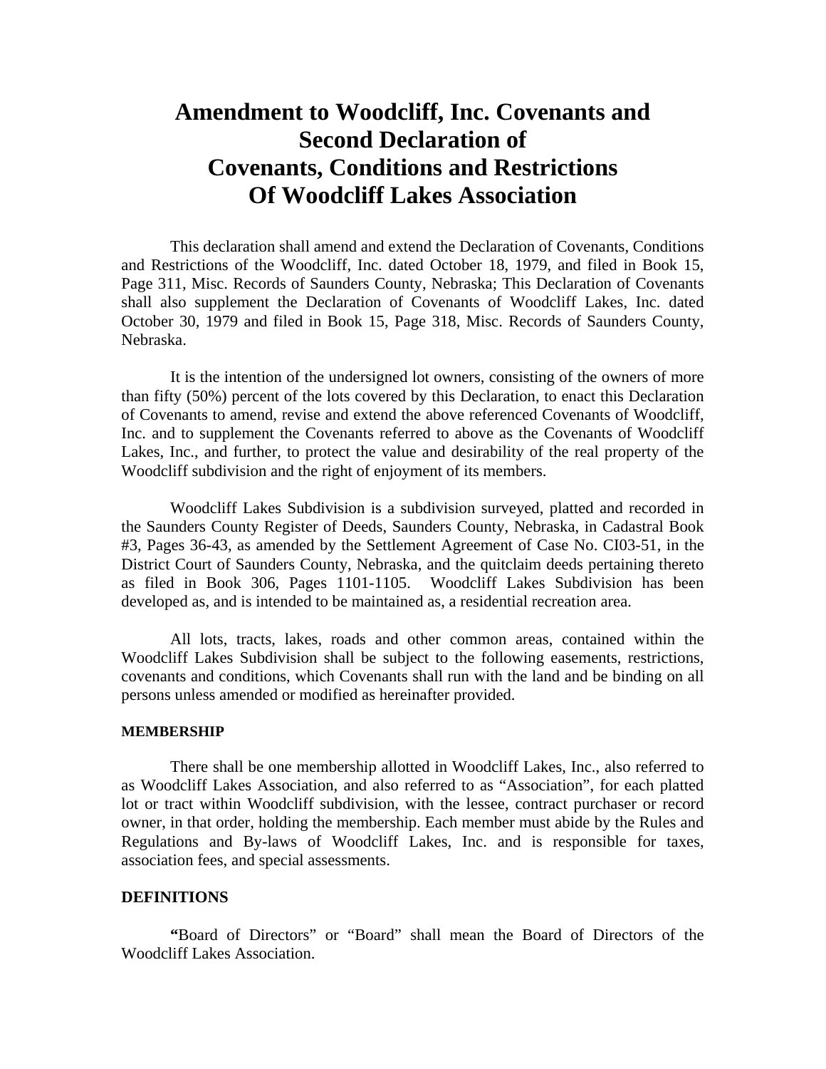# Amendment to Woodcliff, Inc. Covenants and Second Declaration of Covenants, Conditions and Restrictions Of Woodcliff Lakes Association

This declaration shall amend and extend the Declaration of Covenants, Conditions and Restrictions of the Woodcliff, Inc. dated October 18, 1979, and filed in Book 15, Page 311, Misc. Records of Saunders County, Nebraska; This Declaration of Covenants shall also supplement the Declaration of Covenants of Woodcliff Lakes, Inc. dated October 30, 1979 and filed in Book 15, Page 318, Misc. Records of Saunders County, Nebraska.

It is the intention of the undersigned lot owners, consisting of the owners of more than fifty (50%) percent of the lots covered by this Declaration, to enact this Declaration of Covenants to amend, revise and extend the above referenced Covenants of Woodcliff, Inc. and to supplement the Covenants referred to above as the Covenants of Woodcliff Lakes, Inc., and further, to protect the value and desirability of the real property of the Woodcliff subdivision and the right of enjoyment of its members.

Woodcliff Lakes Subdivision is a subdivision surveyed, platted and recorded in the Saunders County Register of Deeds, Saunders County, Nebraska, in Cadastral Book #3, Pages 36-43, as amended by the Settlement Agreement of Case No. CI03-51, in the District Court of Saunders County, Nebraska, and the quitclaim deeds pertaining thereto as filed in Book 306, Pages 1101-1105. Woodcliff Lakes Subdivision has been developed as, and is intended to be maintained as, a residential recreation area.

All lots, tracts, lakes, roads and other common areas, contained within the Woodcliff Lakes Subdivision shall be subject to the following easements, restrictions, covenants and conditions, which Covenants shall run with the land and be binding on all persons unless amended or modified as hereinafter provided.

**MEMBERSHIP**

There shall be one membership allotted in Woodcliff Lakes, Inc., also referred to as Woodcliff Lakes Association, and also referred to as "Association", for each platted lot or tract within Woodcliff subdivision, with the lessee, contract purchaser or record owner, in that order, holding the membership. Each member must abide by the Rules and Regulations and By-laws of Woodcliff Lakes, Inc. and is responsible for taxes, association fees, and special assessments.

**DEFINITIONS**

"Board of Directors" or "Board" shall mean the Board of Directors of the Woodcliff Lakes Association.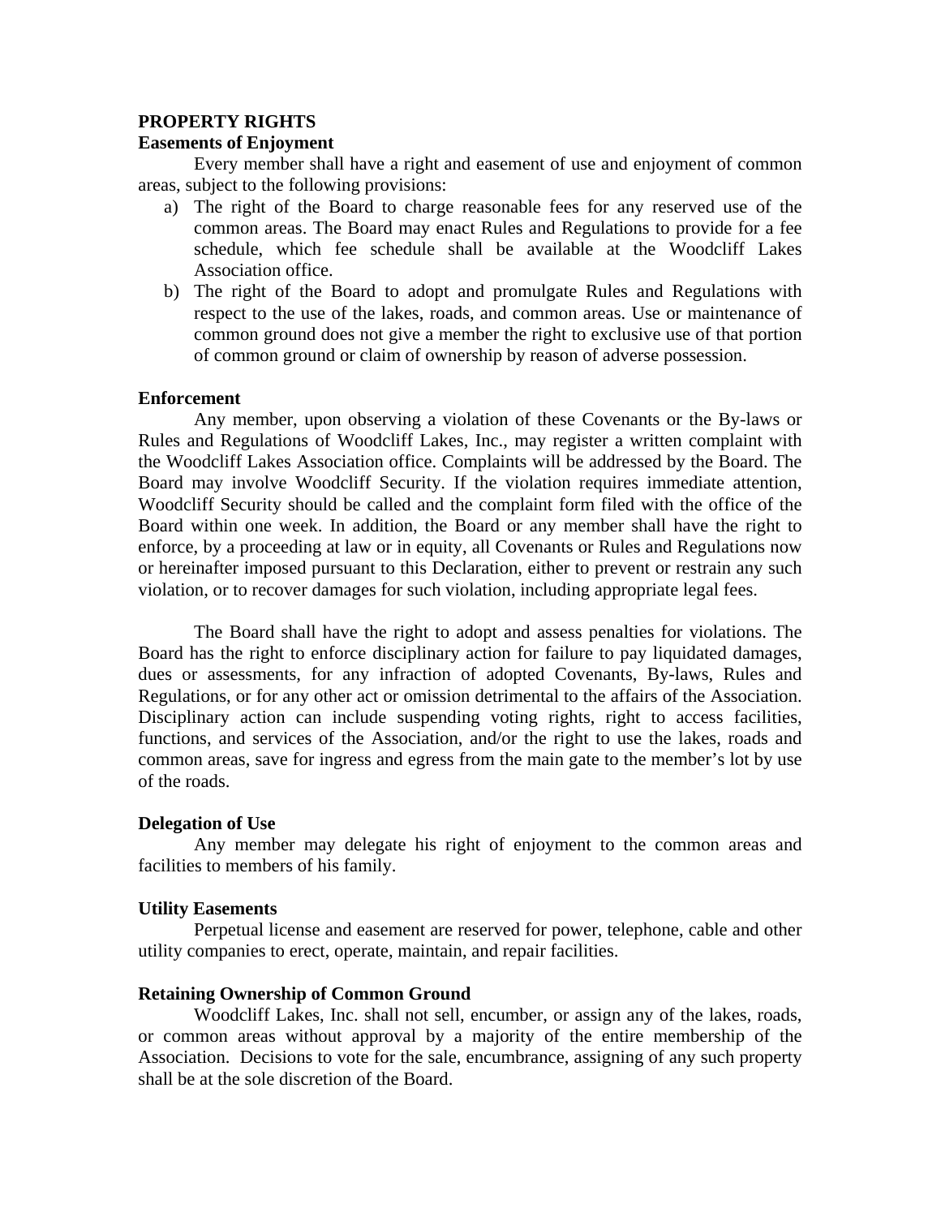**PROPERTY RIGHTS**

**Easements of Enjoyment**

Every member shall have a right and easement of use and enjoyment of common areas, subject to the following provisions:

a) The right of the Board to charge reasonable fees for any reserved use of the common areas. The Board may enact Rules and Regulations to provide for a fee schedule, which fee schedule shall be available at the Woodcliff Lakes Association office.
b) The right of the Board to adopt and promulgate Rules and Regulations with respect to the use of the lakes, roads, and common areas. Use or maintenance of common ground does not give a member the right to exclusive use of that portion of common ground or claim of ownership by reason of adverse possession.

**Enforcement**

Any member, upon observing a violation of these Covenants or the By-laws or Rules and Regulations of Woodcliff Lakes, Inc., may register a written complaint with the Woodcliff Lakes Association office. Complaints will be addressed by the Board. The Board may involve Woodcliff Security. If the violation requires immediate attention, Woodcliff Security should be called and the complaint form filed with the office of the Board within one week. In addition, the Board or any member shall have the right to enforce, by a proceeding at law or in equity, all Covenants or Rules and Regulations now or hereinafter imposed pursuant to this Declaration, either to prevent or restrain any such violation, or to recover damages for such violation, including appropriate legal fees.

The Board shall have the right to adopt and assess penalties for violations. The Board has the right to enforce disciplinary action for failure to pay liquidated damages, dues or assessments, for any infraction of adopted Covenants, By-laws, Rules and Regulations, or for any other act or omission detrimental to the affairs of the Association. Disciplinary action can include suspending voting rights, right to access facilities, functions, and services of the Association, and/or the right to use the lakes, roads and common areas, save for ingress and egress from the main gate to the member's lot by use of the roads.

**Delegation of Use**

Any member may delegate his right of enjoyment to the common areas and facilities to members of his family.

**Utility Easements**

Perpetual license and easement are reserved for power, telephone, cable and other utility companies to erect, operate, maintain, and repair facilities.

**Retaining Ownership of Common Ground**

Woodcliff Lakes, Inc. shall not sell, encumber, or assign any of the lakes, roads, or common areas without approval by a majority of the entire membership of the Association. Decisions to vote for the sale, encumbrance, assigning of any such property shall be at the sole discretion of the Board.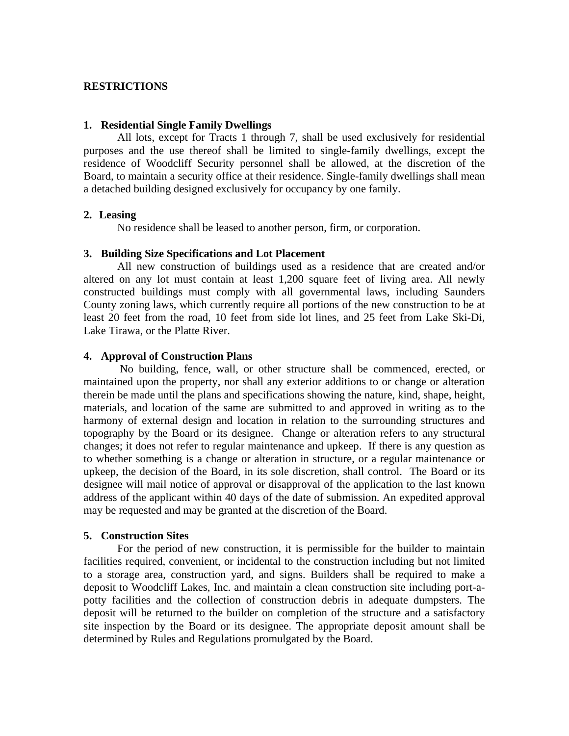**RESTRICTIONS**

**1. Residential Single Family Dwellings**

All lots, except for Tracts 1 through 7, shall be used exclusively for residential purposes and the use thereof shall be limited to single-family dwellings, except the residence of Woodcliff Security personnel shall be allowed, at the discretion of the Board, to maintain a security office at their residence. Single-family dwellings shall mean a detached building designed exclusively for occupancy by one family.

**2. Leasing**

No residence shall be leased to another person, firm, or corporation.

**3. Building Size Specifications and Lot Placement**

All new construction of buildings used as a residence that are created and/or altered on any lot must contain at least 1,200 square feet of living area. All newly constructed buildings must comply with all governmental laws, including Saunders County zoning laws, which currently require all portions of the new construction to be at least 20 feet from the road, 10 feet from side lot lines, and 25 feet from Lake Ski-Di, Lake Tirawa, or the Platte River.

**4. Approval of Construction Plans**

No building, fence, wall, or other structure shall be commenced, erected, or maintained upon the property, nor shall any exterior additions to or change or alteration therein be made until the plans and specifications showing the nature, kind, shape, height, materials, and location of the same are submitted to and approved in writing as to the harmony of external design and location in relation to the surrounding structures and topography by the Board or its designee. Change or alteration refers to any structural changes; it does not refer to regular maintenance and upkeep. If there is any question as to whether something is a change or alteration in structure, or a regular maintenance or upkeep, the decision of the Board, in its sole discretion, shall control. The Board or its designee will mail notice of approval or disapproval of the application to the last known address of the applicant within 40 days of the date of submission. An expedited approval may be requested and may be granted at the discretion of the Board.

**5. Construction Sites**

For the period of new construction, it is permissible for the builder to maintain facilities required, convenient, or incidental to the construction including but not limited to a storage area, construction yard, and signs. Builders shall be required to make a deposit to Woodcliff Lakes, Inc. and maintain a clean construction site including port-a-potty facilities and the collection of construction debris in adequate dumpsters. The deposit will be returned to the builder on completion of the structure and a satisfactory site inspection by the Board or its designee. The appropriate deposit amount shall be determined by Rules and Regulations promulgated by the Board.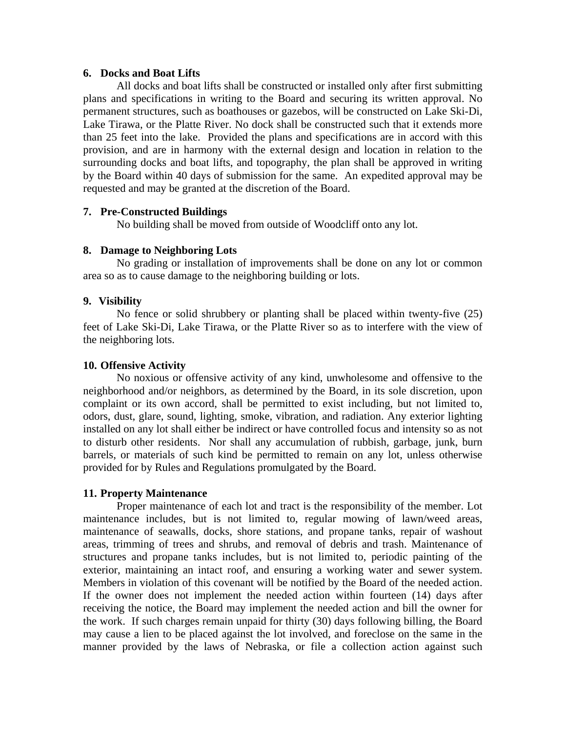**6. Docks and Boat Lifts**

All docks and boat lifts shall be constructed or installed only after first submitting plans and specifications in writing to the Board and securing its written approval. No permanent structures, such as boathouses or gazebos, will be constructed on Lake Ski-Di, Lake Tirawa, or the Platte River. No dock shall be constructed such that it extends more than 25 feet into the lake. Provided the plans and specifications are in accord with this provision, and are in harmony with the external design and location in relation to the surrounding docks and boat lifts, and topography, the plan shall be approved in writing by the Board within 40 days of submission for the same. An expedited approval may be requested and may be granted at the discretion of the Board.

**7. Pre-Constructed Buildings**

No building shall be moved from outside of Woodcliff onto any lot.

**8. Damage to Neighboring Lots**

No grading or installation of improvements shall be done on any lot or common area so as to cause damage to the neighboring building or lots.

**9. Visibility**

No fence or solid shrubbery or planting shall be placed within twenty-five (25) feet of Lake Ski-Di, Lake Tirawa, or the Platte River so as to interfere with the view of the neighboring lots.

**10. Offensive Activity**

No noxious or offensive activity of any kind, unwholesome and offensive to the neighborhood and/or neighbors, as determined by the Board, in its sole discretion, upon complaint or its own accord, shall be permitted to exist including, but not limited to, odors, dust, glare, sound, lighting, smoke, vibration, and radiation. Any exterior lighting installed on any lot shall either be indirect or have controlled focus and intensity so as not to disturb other residents. Nor shall any accumulation of rubbish, garbage, junk, burn barrels, or materials of such kind be permitted to remain on any lot, unless otherwise provided for by Rules and Regulations promulgated by the Board.

**11. Property Maintenance**

Proper maintenance of each lot and tract is the responsibility of the member. Lot maintenance includes, but is not limited to, regular mowing of lawn/weed areas, maintenance of seawalls, docks, shore stations, and propane tanks, repair of washout areas, trimming of trees and shrubs, and removal of debris and trash. Maintenance of structures and propane tanks includes, but is not limited to, periodic painting of the exterior, maintaining an intact roof, and ensuring a working water and sewer system. Members in violation of this covenant will be notified by the Board of the needed action. If the owner does not implement the needed action within fourteen (14) days after receiving the notice, the Board may implement the needed action and bill the owner for the work. If such charges remain unpaid for thirty (30) days following billing, the Board may cause a lien to be placed against the lot involved, and foreclose on the same in the manner provided by the laws of Nebraska, or file a collection action against such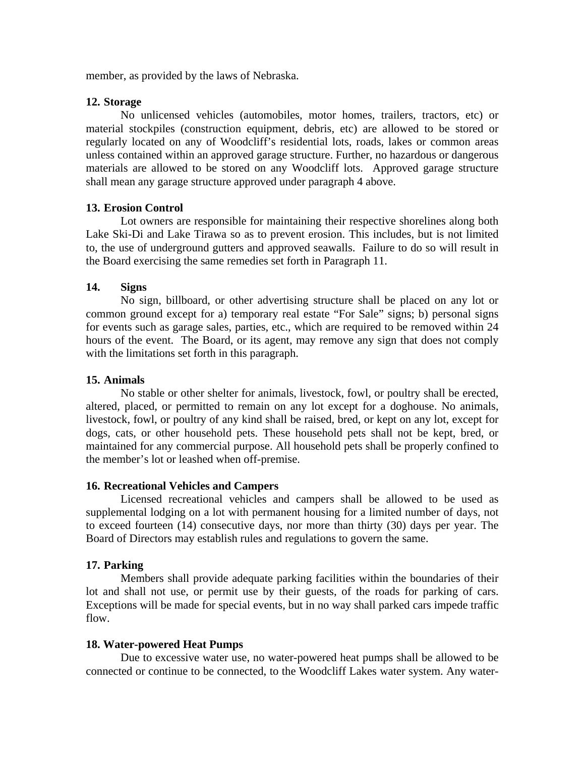member, as provided by the laws of Nebraska.

**12. Storage**

No unlicensed vehicles (automobiles, motor homes, trailers, tractors, etc) or material stockpiles (construction equipment, debris, etc) are allowed to be stored or regularly located on any of Woodcliff's residential lots, roads, lakes or common areas unless contained within an approved garage structure. Further, no hazardous or dangerous materials are allowed to be stored on any Woodcliff lots. Approved garage structure shall mean any garage structure approved under paragraph 4 above.

**13. Erosion Control**

Lot owners are responsible for maintaining their respective shorelines along both Lake Ski-Di and Lake Tirawa so as to prevent erosion. This includes, but is not limited to, the use of underground gutters and approved seawalls. Failure to do so will result in the Board exercising the same remedies set forth in Paragraph 11.

**14. Signs**

No sign, billboard, or other advertising structure shall be placed on any lot or common ground except for a) temporary real estate "For Sale" signs; b) personal signs for events such as garage sales, parties, etc., which are required to be removed within 24 hours of the event. The Board, or its agent, may remove any sign that does not comply with the limitations set forth in this paragraph.

**15. Animals**

No stable or other shelter for animals, livestock, fowl, or poultry shall be erected, altered, placed, or permitted to remain on any lot except for a doghouse. No animals, livestock, fowl, or poultry of any kind shall be raised, bred, or kept on any lot, except for dogs, cats, or other household pets. These household pets shall not be kept, bred, or maintained for any commercial purpose. All household pets shall be properly confined to the member's lot or leashed when off-premise.

**16. Recreational Vehicles and Campers**

Licensed recreational vehicles and campers shall be allowed to be used as supplemental lodging on a lot with permanent housing for a limited number of days, not to exceed fourteen (14) consecutive days, nor more than thirty (30) days per year. The Board of Directors may establish rules and regulations to govern the same.

**17. Parking**

Members shall provide adequate parking facilities within the boundaries of their lot and shall not use, or permit use by their guests, of the roads for parking of cars. Exceptions will be made for special events, but in no way shall parked cars impede traffic flow.

**18. Water-powered Heat Pumps**

Due to excessive water use, no water-powered heat pumps shall be allowed to be connected or continue to be connected, to the Woodcliff Lakes water system. Any water-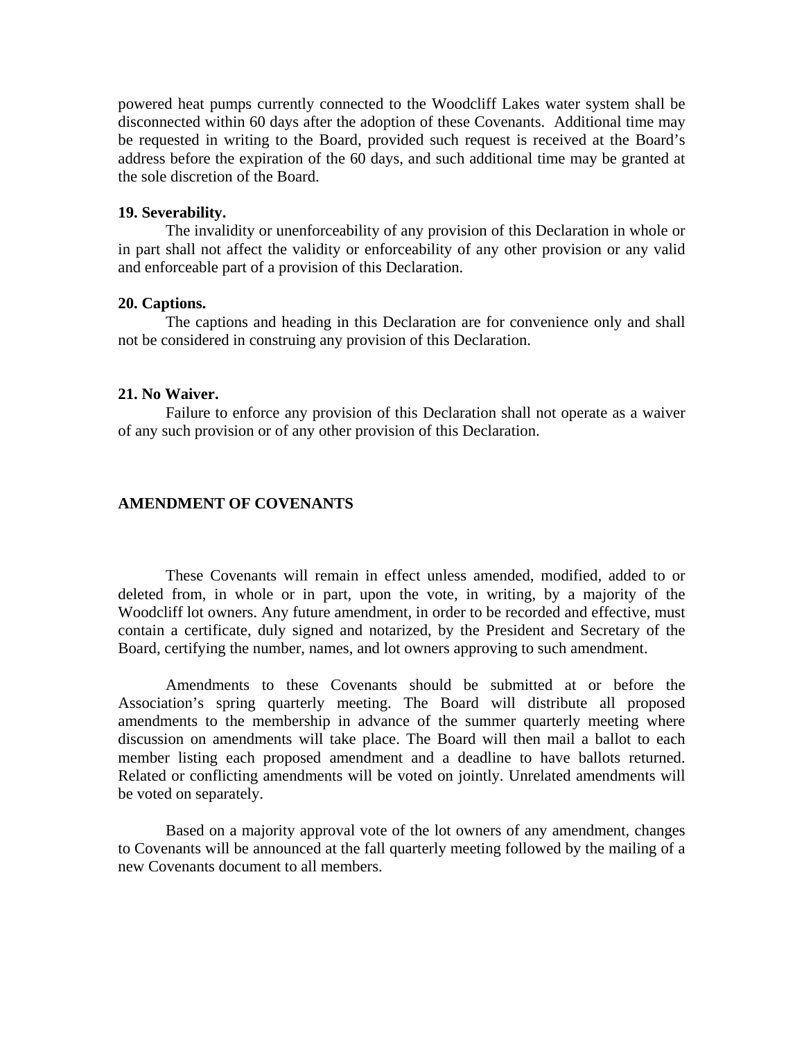powered heat pumps currently connected to the Woodcliff Lakes water system shall be disconnected within 60 days after the adoption of these Covenants. Additional time may be requested in writing to the Board, provided such request is received at the Board's address before the expiration of the 60 days, and such additional time may be granted at the sole discretion of the Board.

**19. Severability.**

The invalidity or unenforceability of any provision of this Declaration in whole or in part shall not affect the validity or enforceability of any other provision or any valid and enforceable part of a provision of this Declaration.

**20. Captions.**

The captions and heading in this Declaration are for convenience only and shall not be considered in construing any provision of this Declaration.

**21. No Waiver.**

Failure to enforce any provision of this Declaration shall not operate as a waiver of any such provision or of any other provision of this Declaration.

## AMENDMENT OF COVENANTS

These Covenants will remain in effect unless amended, modified, added to or deleted from, in whole or in part, upon the vote, in writing, by a majority of the Woodcliff lot owners. Any future amendment, in order to be recorded and effective, must contain a certificate, duly signed and notarized, by the President and Secretary of the Board, certifying the number, names, and lot owners approving to such amendment.

Amendments to these Covenants should be submitted at or before the Association's spring quarterly meeting. The Board will distribute all proposed amendments to the membership in advance of the summer quarterly meeting where discussion on amendments will take place. The Board will then mail a ballot to each member listing each proposed amendment and a deadline to have ballots returned. Related or conflicting amendments will be voted on jointly. Unrelated amendments will be voted on separately.

Based on a majority approval vote of the lot owners of any amendment, changes to Covenants will be announced at the fall quarterly meeting followed by the mailing of a new Covenants document to all members.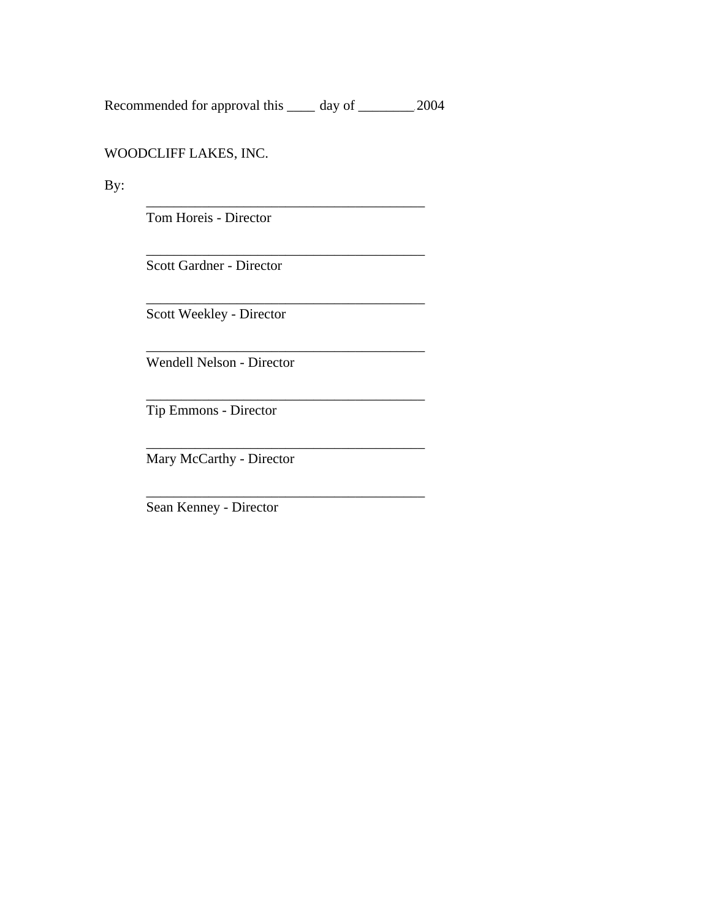Recommended for approval this ____ day of ________ 2004

WOODCLIFF LAKES, INC.

By:

\_\_\_\_\_\_\_\_\_\_\_\_\_\_\_\_\_\_\_\_\_\_\_\_\_\_\_\_\_\_\_\_\_\_\_\_\_\_\_\_\_

Tom Horeis - Director

\_\_\_\_\_\_\_\_\_\_\_\_\_\_\_\_\_\_\_\_\_\_\_\_\_\_\_\_\_\_\_\_\_\_\_\_\_\_\_\_\_

Scott Gardner - Director

\_\_\_\_\_\_\_\_\_\_\_\_\_\_\_\_\_\_\_\_\_\_\_\_\_\_\_\_\_\_\_\_\_\_\_\_\_\_\_\_\_

Scott Weekley - Director

\_\_\_\_\_\_\_\_\_\_\_\_\_\_\_\_\_\_\_\_\_\_\_\_\_\_\_\_\_\_\_\_\_\_\_\_\_\_\_\_\_

Wendell Nelson - Director

\_\_\_\_\_\_\_\_\_\_\_\_\_\_\_\_\_\_\_\_\_\_\_\_\_\_\_\_\_\_\_\_\_\_\_\_\_\_\_\_\_

Tip Emmons - Director

\_\_\_\_\_\_\_\_\_\_\_\_\_\_\_\_\_\_\_\_\_\_\_\_\_\_\_\_\_\_\_\_\_\_\_\_\_\_\_\_\_

Mary McCarthy - Director

\_\_\_\_\_\_\_\_\_\_\_\_\_\_\_\_\_\_\_\_\_\_\_\_\_\_\_\_\_\_\_\_\_\_\_\_\_\_\_\_\_

Sean Kenney - Director